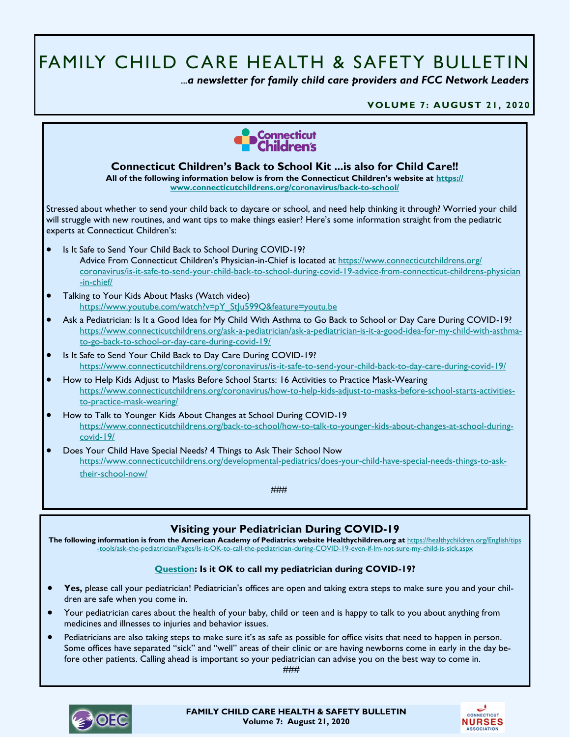# FAMILY CHILD CARE HEALTH & SAFETY BULLETIN

*...a newsletter for family child care providers and FCC Network Leaders*

**VOLUME 7: AUGUST 21, 2020**

## Connecticut Children's Back to School Kit ...is also for Child Care!!

**All of the following information below is from the Connecticut Children's website at https://www.connecticutchildrens.org/coronavirus/back-to-school/**

Stressed about whether to send your child back to daycare or school, and need help thinking it through? Worried your child will struggle with new routines, and want tips to make things easier? Here's some information straight from the pediatric experts at Connecticut Children's:

- Is It Safe to Send Your Child Back to School During COVID-19?
  Advice From Connecticut Children's Physician-in-Chief is located at https://www.connecticutchildrens.org/coronavirus/is-it-safe-to-send-your-child-back-to-school-during-covid-19-advice-from-connecticut-childrens-physician-in-chief/
- Talking to Your Kids About Masks (Watch video)
  https://www.youtube.com/watch?v=pY_StJu599Q&feature=youtu.be
- Ask a Pediatrician: Is It a Good Idea for My Child With Asthma to Go Back to School or Day Care During COVID-19?
  https://www.connecticutchildrens.org/ask-a-pediatrician/ask-a-pediatrician-is-it-a-good-idea-for-my-child-with-asthma-to-go-back-to-school-or-day-care-during-covid-19/
- Is It Safe to Send Your Child Back to Day Care During COVID-19?
  https://www.connecticutchildrens.org/coronavirus/is-it-safe-to-send-your-child-back-to-day-care-during-covid-19/
- How to Help Kids Adjust to Masks Before School Starts: 16 Activities to Practice Mask-Wearing
  https://www.connecticutchildrens.org/coronavirus/how-to-help-kids-adjust-to-masks-before-school-starts-activities-to-practice-mask-wearing/
- How to Talk to Younger Kids About Changes at School During COVID-19
  https://www.connecticutchildrens.org/back-to-school/how-to-talk-to-younger-kids-about-changes-at-school-during-covid-19/
- Does Your Child Have Special Needs? 4 Things to Ask Their School Now
  https://www.connecticutchildrens.org/developmental-pediatrics/does-your-child-have-special-needs-things-to-ask-their-school-now/

###

## Visiting your Pediatrician During COVID-19

**The following information is from the American Academy of Pediatrics website Healthychildren.org at** https://healthychildren.org/English/tips-tools/ask-the-pediatrician/Pages/Is-it-OK-to-call-the-pediatrician-during-COVID-19-even-if-Im-not-sure-my-child-is-sick.aspx

**Question: Is it OK to call my pediatrician during COVID-19?**

- **Yes,** please call your pediatrician! Pediatrician's offices are open and taking extra steps to make sure you and your children are safe when you come in.
- Your pediatrician cares about the health of your baby, child or teen and is happy to talk to you about anything from medicines and illnesses to injuries and behavior issues.
- Pediatricians are also taking steps to make sure it's as safe as possible for office visits that need to happen in person. Some offices have separated "sick" and "well" areas of their clinic or are having newborns come in early in the day before other patients. Calling ahead is important so your pediatrician can advise you on the best way to come in.

###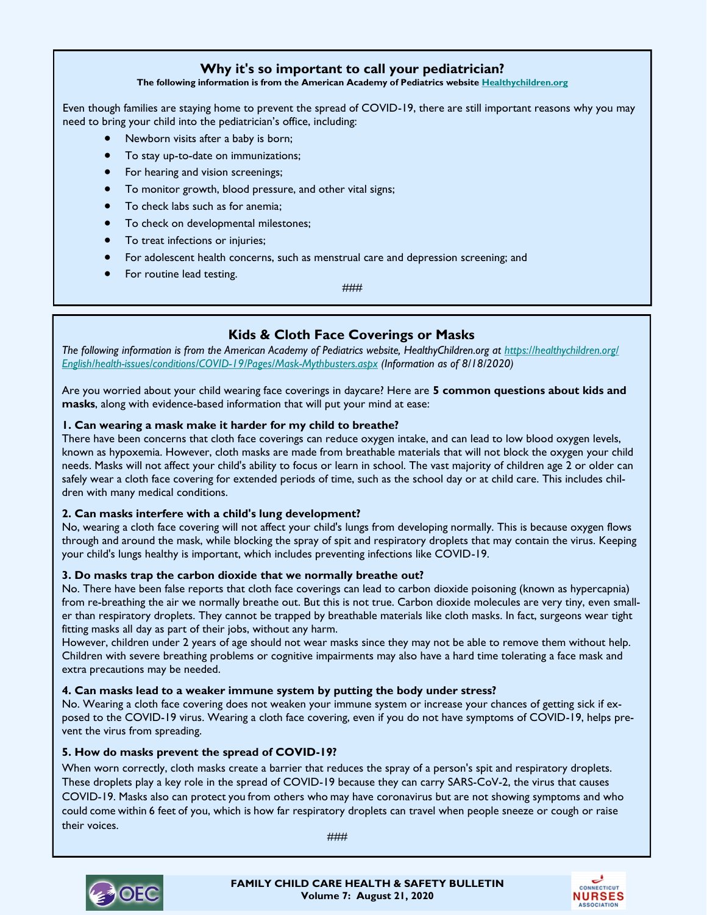## Why it's so important to call your pediatrician?

**The following information is from the American Academy of Pediatrics website Healthychildren.org**

Even though families are staying home to prevent the spread of COVID-19, there are still important reasons why you may need to bring your child into the pediatrician's office, including:

- Newborn visits after a baby is born;
- To stay up-to-date on immunizations;
- For hearing and vision screenings;
- To monitor growth, blood pressure, and other vital signs;
- To check labs such as for anemia;
- To check on developmental milestones;
- To treat infections or injuries;
- For adolescent health concerns, such as menstrual care and depression screening; and
- For routine lead testing.

###

## Kids & Cloth Face Coverings or Masks

*The following information is from the American Academy of Pediatrics website, HealthyChildren.org at https://healthychildren.org/English/health-issues/conditions/COVID-19/Pages/Mask-Mythbusters.aspx (Information as of 8/18/2020)*

Are you worried about your child wearing face coverings in daycare? Here are **5 common questions about kids and masks**, along with evidence-based information that will put your mind at ease:

**1. Can wearing a mask make it harder for my child to breathe?**

There have been concerns that cloth face coverings can reduce oxygen intake, and can lead to low blood oxygen levels, known as hypoxemia. However, cloth masks are made from breathable materials that will not block the oxygen your child needs. Masks will not affect your child's ability to focus or learn in school. The vast majority of children age 2 or older can safely wear a cloth face covering for extended periods of time, such as the school day or at child care. This includes children with many medical conditions.

**2. Can masks interfere with a child's lung development?**

No, wearing a cloth face covering will not affect your child's lungs from developing normally. This is because oxygen flows through and around the mask, while blocking the spray of spit and respiratory droplets that may contain the virus. Keeping your child's lungs healthy is important, which includes preventing infections like COVID-19.

**3. Do masks trap the carbon dioxide that we normally breathe out?**

No. There have been false reports that cloth face coverings can lead to carbon dioxide poisoning (known as hypercapnia) from re-breathing the air we normally breathe out. But this is not true. Carbon dioxide molecules are very tiny, even smaller than respiratory droplets. They cannot be trapped by breathable materials like cloth masks. In fact, surgeons wear tight fitting masks all day as part of their jobs, without any harm.

However, children under 2 years of age should not wear masks since they may not be able to remove them without help. Children with severe breathing problems or cognitive impairments may also have a hard time tolerating a face mask and extra precautions may be needed.

**4. Can masks lead to a weaker immune system by putting the body under stress?**

No. Wearing a cloth face covering does not weaken your immune system or increase your chances of getting sick if exposed to the COVID-19 virus. Wearing a cloth face covering, even if you do not have symptoms of COVID-19, helps prevent the virus from spreading.

**5. How do masks prevent the spread of COVID-19?**

When worn correctly, cloth masks create a barrier that reduces the spray of a person's spit and respiratory droplets. These droplets play a key role in the spread of COVID-19 because they can carry SARS-CoV-2, the virus that causes COVID-19. Masks also can protect you from others who may have coronavirus but are not showing symptoms and who could come within 6 feet of you, which is how far respiratory droplets can travel when people sneeze or cough or raise their voices.

###